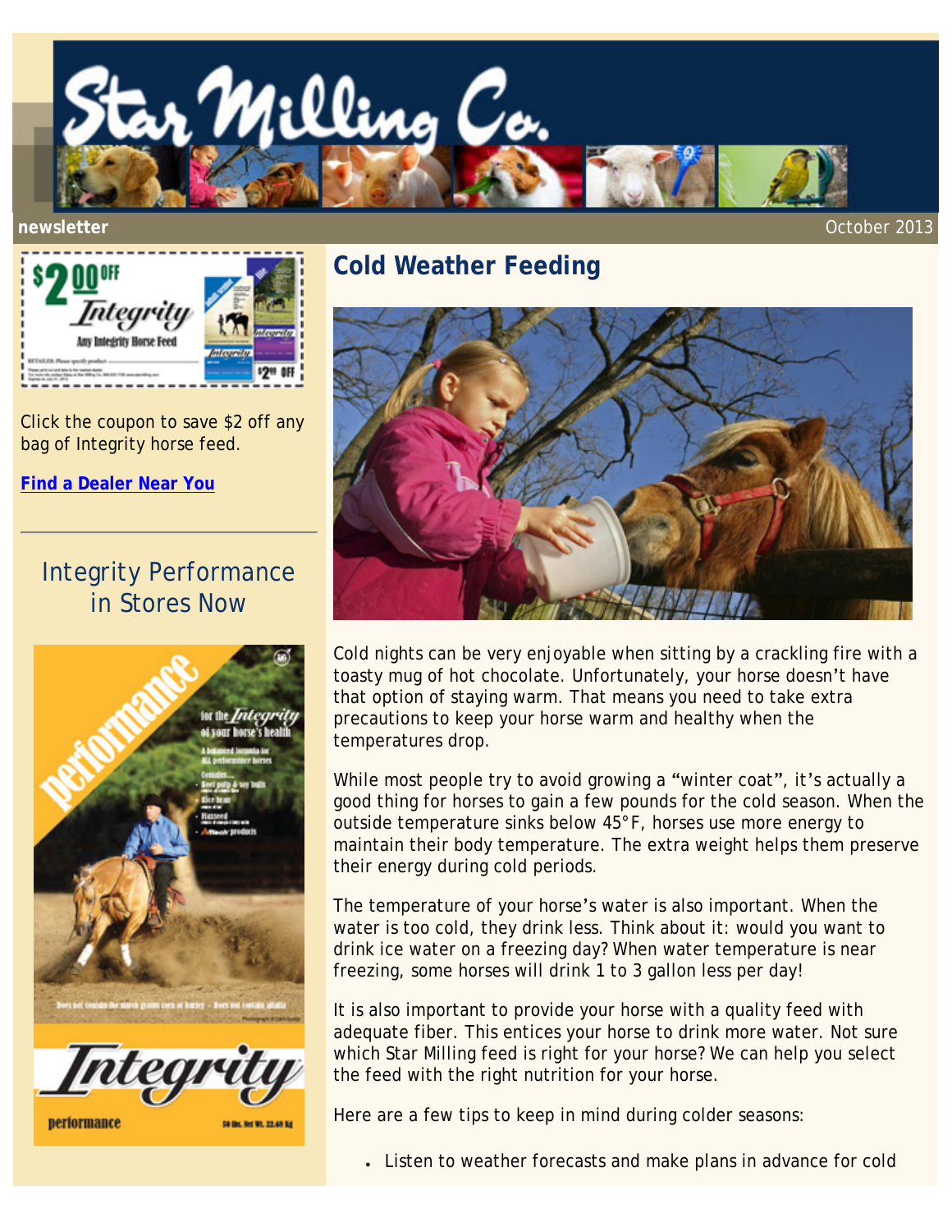# Star Milling Co.

**newsletter** October 2013

Click the coupon to save $2 off any bag of Integrity horse feed.

**Find a Dealer Near You**

## Integrity Performance in Stores Now

## Cold Weather Feeding

Cold nights can be very enjoyable when sitting by a crackling fire with a toasty mug of hot chocolate. Unfortunately, your horse doesn't have that option of staying warm. That means you need to take extra precautions to keep your horse warm and healthy when the temperatures drop.

While most people try to avoid growing a "winter coat", it's actually a good thing for horses to gain a few pounds for the cold season. When the outside temperature sinks below 45°F, horses use more energy to maintain their body temperature. The extra weight helps them preserve their energy during cold periods.

The temperature of your horse's water is also important. When the water is too cold, they drink less. Think about it: would you want to drink ice water on a freezing day? When water temperature is near freezing, some horses will drink 1 to 3 gallon less per day!

It is also important to provide your horse with a quality feed with adequate fiber. This entices your horse to drink more water. Not sure which Star Milling feed is right for your horse? We can help you select the feed with the right nutrition for your horse.

Here are a few tips to keep in mind during colder seasons:

- Listen to weather forecasts and make plans in advance for cold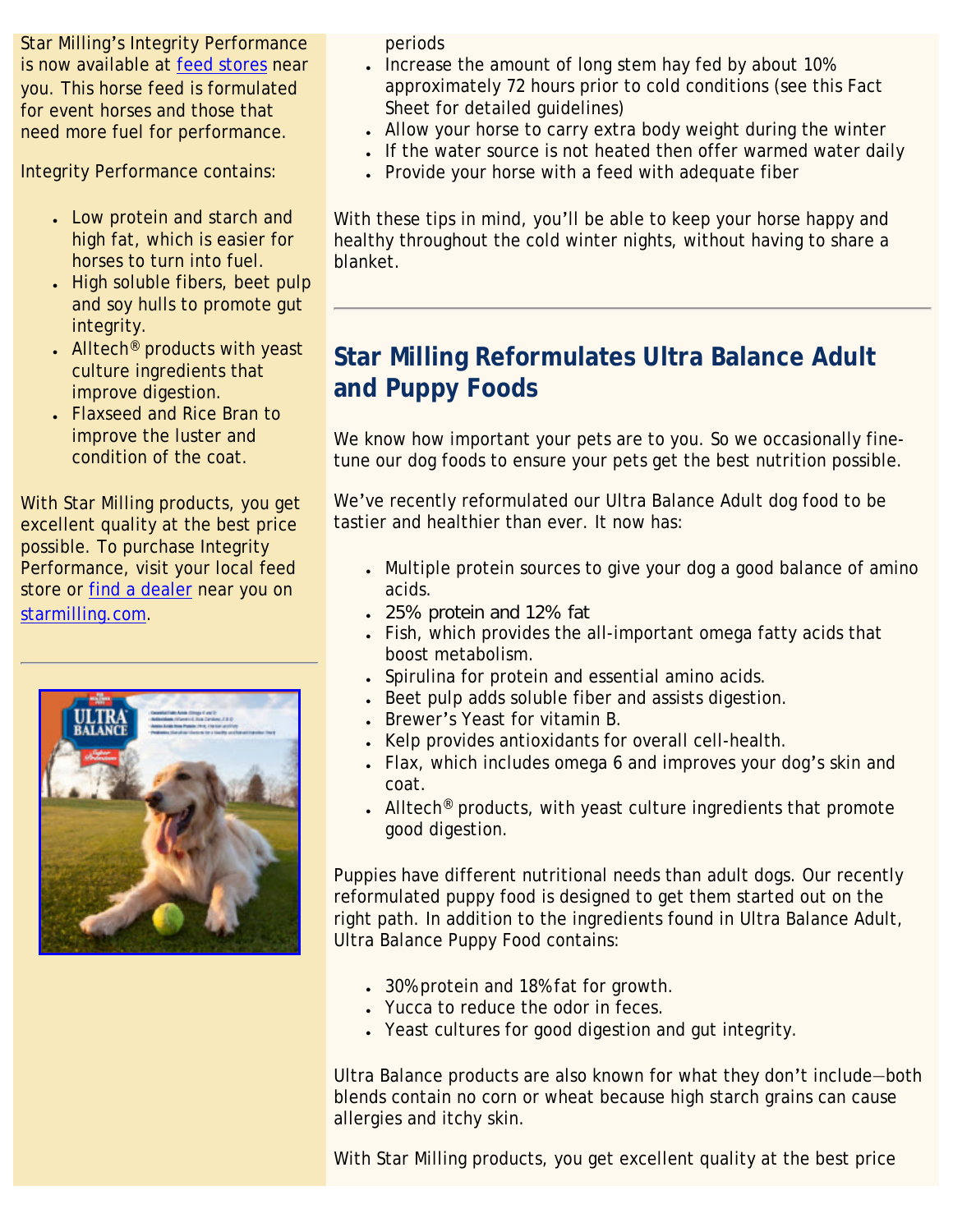Star Milling's Integrity Performance is now available at [feed stores](#) near you. This horse feed is formulated for event horses and those that need more fuel for performance.

Integrity Performance contains:

- Low protein and starch and high fat, which is easier for horses to turn into fuel.
- High soluble fibers, beet pulp and soy hulls to promote gut integrity.
- Alltech® products with yeast culture ingredients that improve digestion.
- Flaxseed and Rice Bran to improve the luster and condition of the coat.

With Star Milling products, you get excellent quality at the best price possible. To purchase Integrity Performance, visit your local feed store or [find a dealer](#) near you on [starmilling.com](#).

---

periods

- Increase the amount of long stem hay fed by about 10% approximately 72 hours prior to cold conditions (see this Fact Sheet for detailed guidelines)
- Allow your horse to carry extra body weight during the winter
- If the water source is not heated then offer warmed water daily
- Provide your horse with a feed with adequate fiber

With these tips in mind, you'll be able to keep your horse happy and healthy throughout the cold winter nights, without having to share a blanket.

---

## Star Milling Reformulates Ultra Balance Adult and Puppy Foods

We know how important your pets are to you. So we occasionally fine-tune our dog foods to ensure your pets get the best nutrition possible.

We've recently reformulated our Ultra Balance Adult dog food to be tastier and healthier than ever. It now has:

- Multiple protein sources to give your dog a good balance of amino acids.
- 25% protein and 12% fat
- Fish, which provides the all-important omega fatty acids that boost metabolism.
- Spirulina for protein and essential amino acids.
- Beet pulp adds soluble fiber and assists digestion.
- Brewer's Yeast for vitamin B.
- Kelp provides antioxidants for overall cell-health.
- Flax, which includes omega 6 and improves your dog's skin and coat.
- Alltech® products, with yeast culture ingredients that promote good digestion.

Puppies have different nutritional needs than adult dogs. Our recently reformulated puppy food is designed to get them started out on the right path. In addition to the ingredients found in Ultra Balance Adult, Ultra Balance Puppy Food contains:

- 30% protein and 18% fat for growth.
- Yucca to reduce the odor in feces.
- Yeast cultures for good digestion and gut integrity.

Ultra Balance products are also known for what they don't include—both blends contain no corn or wheat because high starch grains can cause allergies and itchy skin.

With Star Milling products, you get excellent quality at the best price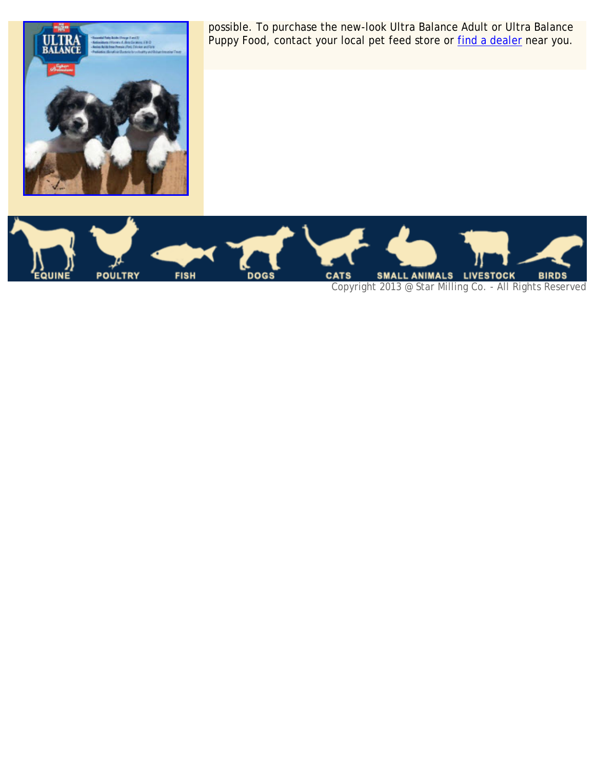possible. To purchase the new-look Ultra Balance Adult or Ultra Balance Puppy Food, contact your local pet feed store or find a dealer near you.

EQUINE POULTRY FISH DOGS CATS SMALL ANIMALS LIVESTOCK BIRDS

Copyright 2013 @ Star Milling Co. - All Rights Reserved